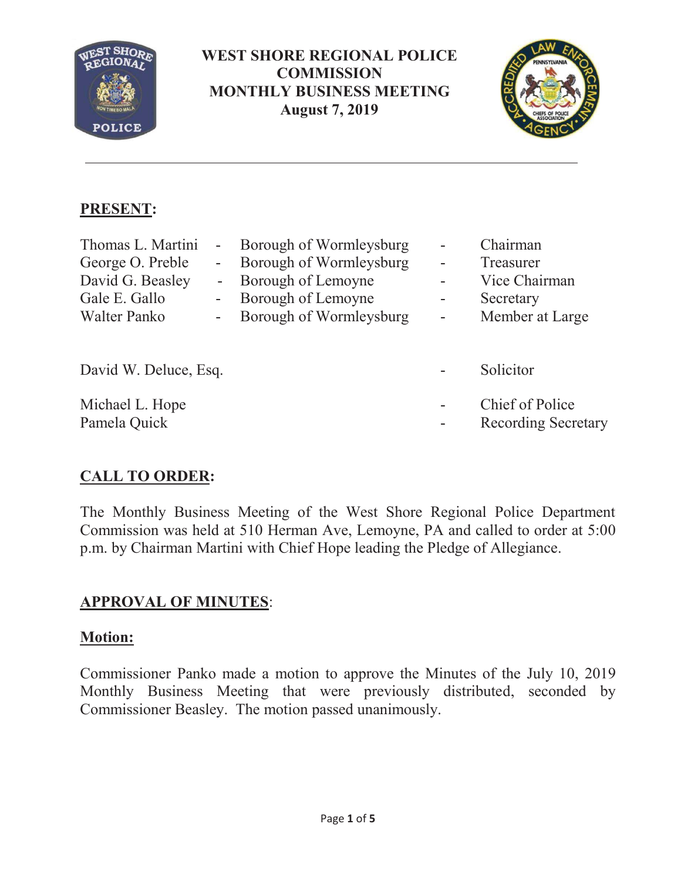# WEST SHORE REGIONAL POLICE COMMISSION
# MONTHLY BUSINESS MEETING
## August 7, 2019

---

## PRESENT:

| | | | | |
|---|---|---|---|---|
| Thomas L. Martini | - | Borough of Wormleysburg | - | Chairman |
| George O. Preble | - | Borough of Wormleysburg | - | Treasurer |
| David G. Beasley | - | Borough of Lemoyne | - | Vice Chairman |
| Gale E. Gallo | - | Borough of Lemoyne | - | Secretary |
| Walter Panko | - | Borough of Wormleysburg | - | Member at Large |

David W. Deluce, Esq. - Solicitor

Michael L. Hope - Chief of Police

Pamela Quick - Recording Secretary

## CALL TO ORDER:

The Monthly Business Meeting of the West Shore Regional Police Department Commission was held at 510 Herman Ave, Lemoyne, PA and called to order at 5:00 p.m. by Chairman Martini with Chief Hope leading the Pledge of Allegiance.

## APPROVAL OF MINUTES:

### Motion:

Commissioner Panko made a motion to approve the Minutes of the July 10, 2019 Monthly Business Meeting that were previously distributed, seconded by Commissioner Beasley. The motion passed unanimously.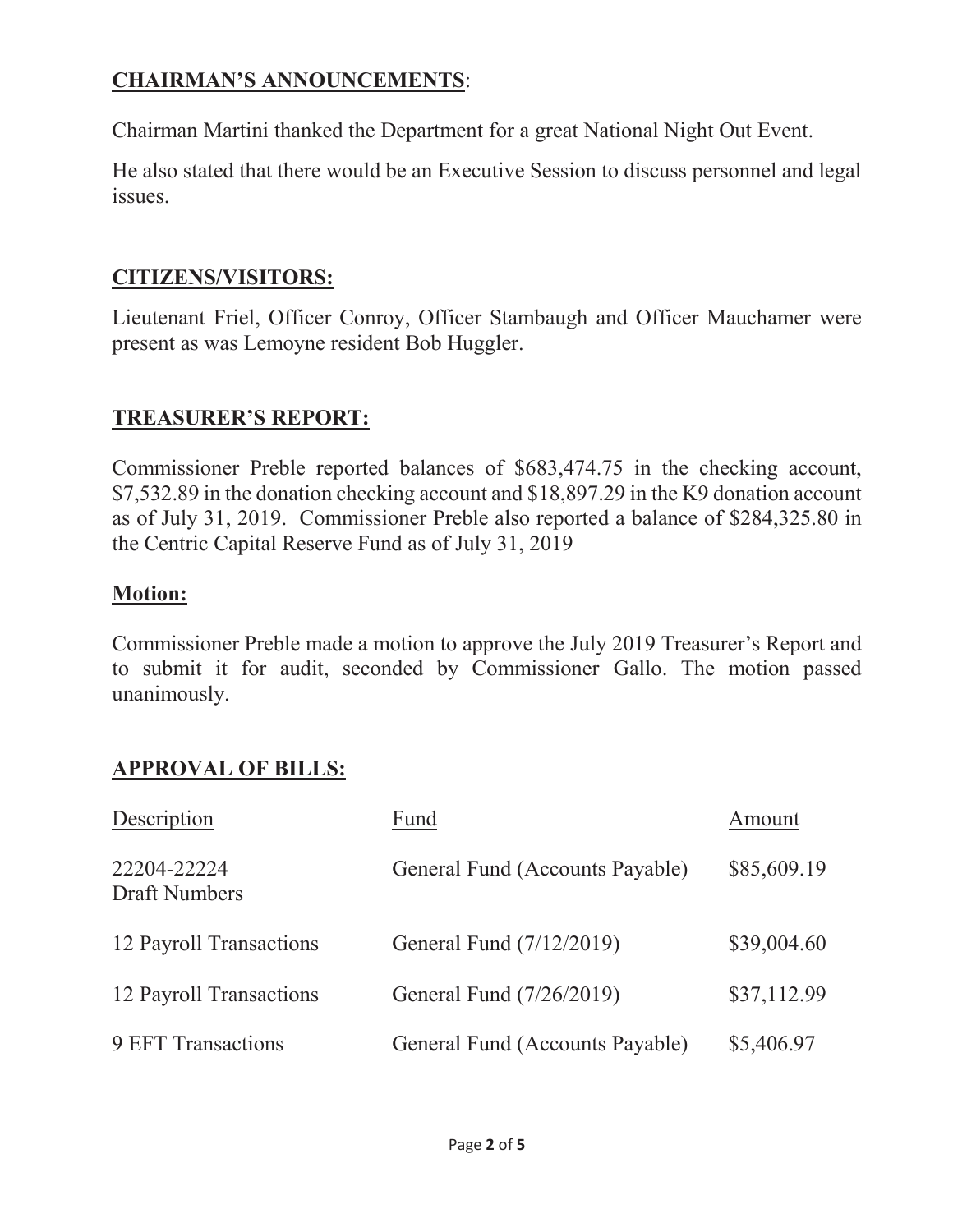## **CHAIRMAN'S ANNOUNCEMENTS**:

Chairman Martini thanked the Department for a great National Night Out Event.

He also stated that there would be an Executive Session to discuss personnel and legal issues.

## **CITIZENS/VISITORS:**

Lieutenant Friel, Officer Conroy, Officer Stambaugh and Officer Mauchamer were present as was Lemoyne resident Bob Huggler.

## **TREASURER'S REPORT:**

Commissioner Preble reported balances of $683,474.75 in the checking account, $7,532.89 in the donation checking account and $18,897.29 in the K9 donation account as of July 31, 2019. Commissioner Preble also reported a balance of $284,325.80 in the Centric Capital Reserve Fund as of July 31, 2019

### **Motion:**

Commissioner Preble made a motion to approve the July 2019 Treasurer's Report and to submit it for audit, seconded by Commissioner Gallo. The motion passed unanimously.

## **APPROVAL OF BILLS:**

| Description | Fund | Amount |
|---|---|---|
| 22204-22224 Draft Numbers | General Fund (Accounts Payable) | $85,609.19 |
| 12 Payroll Transactions | General Fund (7/12/2019) | $39,004.60 |
| 12 Payroll Transactions | General Fund (7/26/2019) | $37,112.99 |
| 9 EFT Transactions | General Fund (Accounts Payable) | $5,406.97 |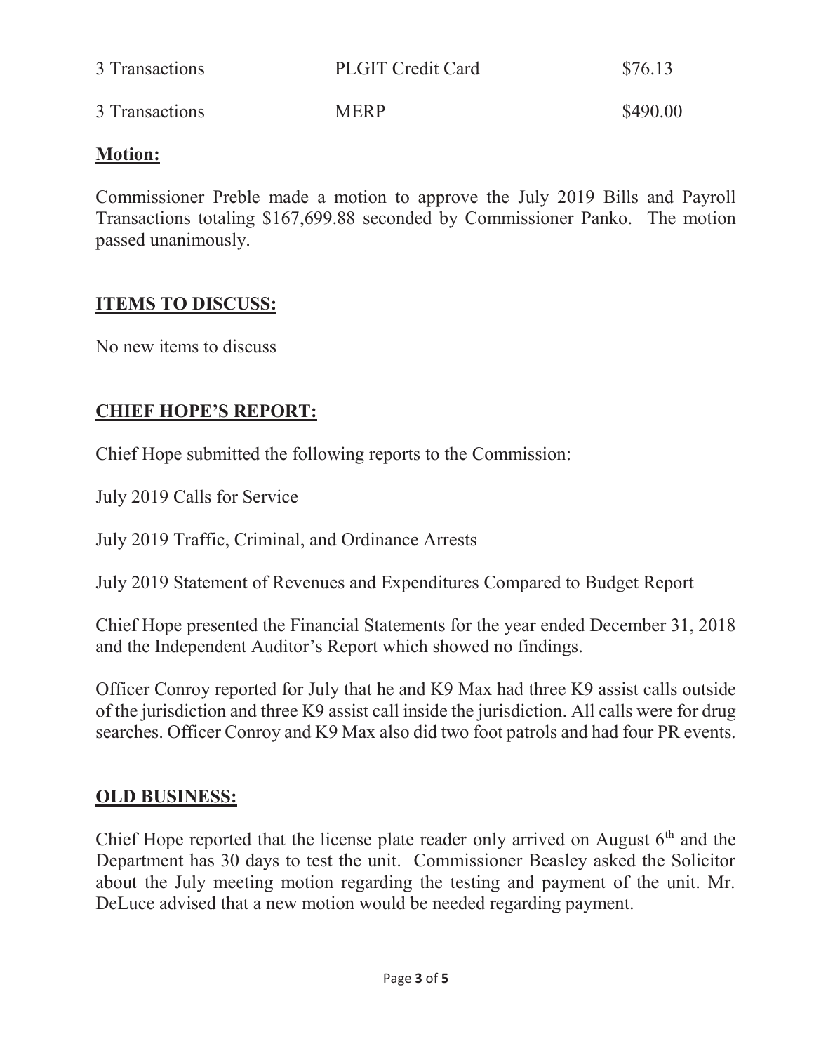| | | |
|---|---|---|
| 3 Transactions | PLGIT Credit Card | \$76.13 |
| 3 Transactions | MERP | \$490.00 |

**Motion:**

Commissioner Preble made a motion to approve the July 2019 Bills and Payroll Transactions totaling \$167,699.88 seconded by Commissioner Panko. The motion passed unanimously.

## ITEMS TO DISCUSS:

No new items to discuss

## CHIEF HOPE'S REPORT:

Chief Hope submitted the following reports to the Commission:

July 2019 Calls for Service

July 2019 Traffic, Criminal, and Ordinance Arrests

July 2019 Statement of Revenues and Expenditures Compared to Budget Report

Chief Hope presented the Financial Statements for the year ended December 31, 2018 and the Independent Auditor's Report which showed no findings.

Officer Conroy reported for July that he and K9 Max had three K9 assist calls outside of the jurisdiction and three K9 assist call inside the jurisdiction. All calls were for drug searches. Officer Conroy and K9 Max also did two foot patrols and had four PR events.

## OLD BUSINESS:

Chief Hope reported that the license plate reader only arrived on August 6th and the Department has 30 days to test the unit. Commissioner Beasley asked the Solicitor about the July meeting motion regarding the testing and payment of the unit. Mr. DeLuce advised that a new motion would be needed regarding payment.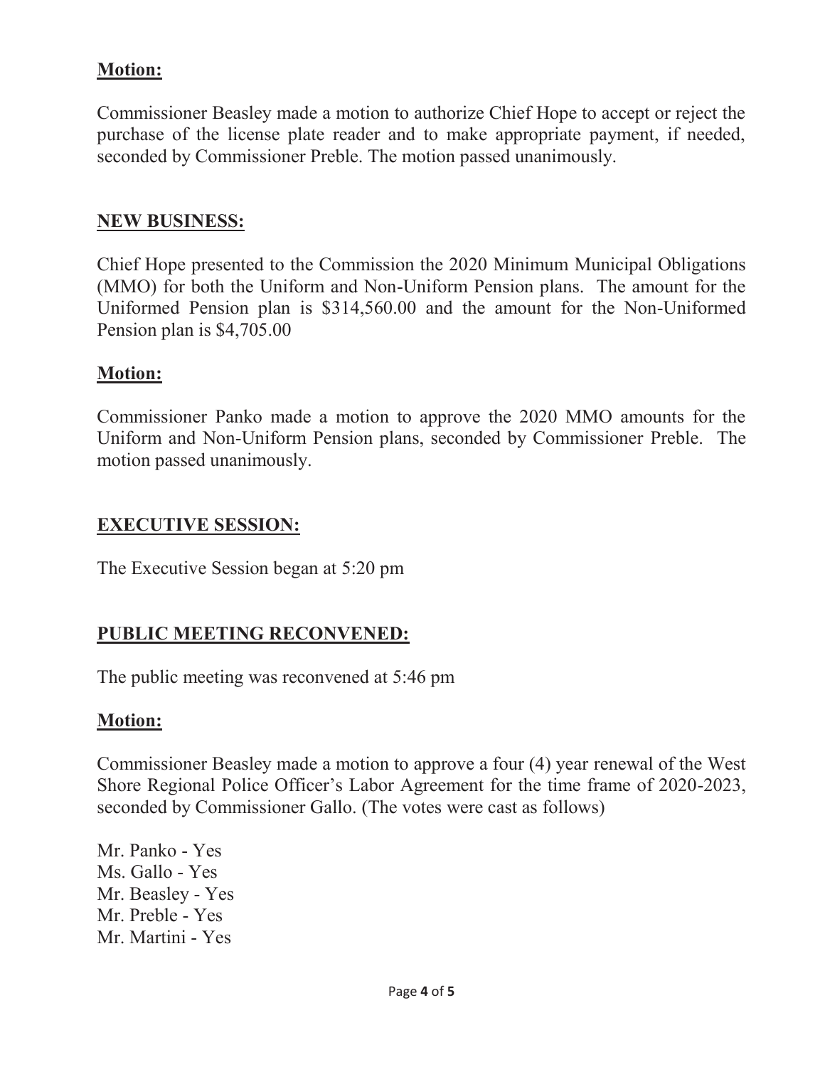**Motion:**

Commissioner Beasley made a motion to authorize Chief Hope to accept or reject the purchase of the license plate reader and to make appropriate payment, if needed, seconded by Commissioner Preble. The motion passed unanimously.

**NEW BUSINESS:**

Chief Hope presented to the Commission the 2020 Minimum Municipal Obligations (MMO) for both the Uniform and Non-Uniform Pension plans. The amount for the Uniformed Pension plan is $314,560.00 and the amount for the Non-Uniformed Pension plan is $4,705.00

**Motion:**

Commissioner Panko made a motion to approve the 2020 MMO amounts for the Uniform and Non-Uniform Pension plans, seconded by Commissioner Preble. The motion passed unanimously.

**EXECUTIVE SESSION:**

The Executive Session began at 5:20 pm

**PUBLIC MEETING RECONVENED:**

The public meeting was reconvened at 5:46 pm

**Motion:**

Commissioner Beasley made a motion to approve a four (4) year renewal of the West Shore Regional Police Officer's Labor Agreement for the time frame of 2020-2023, seconded by Commissioner Gallo. (The votes were cast as follows)

Mr. Panko - Yes
Ms. Gallo - Yes
Mr. Beasley - Yes
Mr. Preble - Yes
Mr. Martini - Yes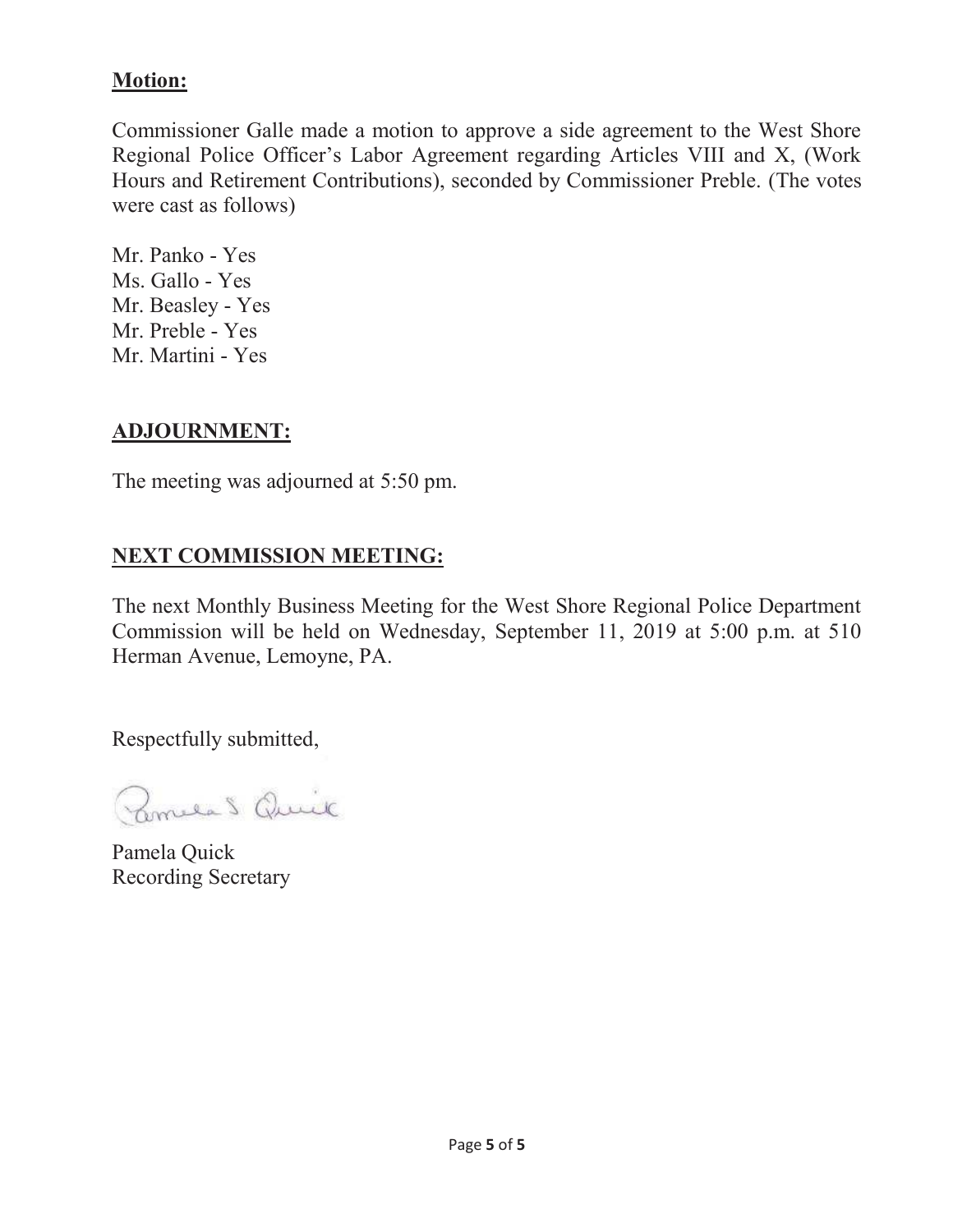**Motion:**

Commissioner Galle made a motion to approve a side agreement to the West Shore Regional Police Officer's Labor Agreement regarding Articles VIII and X, (Work Hours and Retirement Contributions), seconded by Commissioner Preble. (The votes were cast as follows)

Mr. Panko - Yes
Ms. Gallo - Yes
Mr. Beasley - Yes
Mr. Preble - Yes
Mr. Martini - Yes

**ADJOURNMENT:**

The meeting was adjourned at 5:50 pm.

**NEXT COMMISSION MEETING:**

The next Monthly Business Meeting for the West Shore Regional Police Department Commission will be held on Wednesday, September 11, 2019 at 5:00 p.m. at 510 Herman Avenue, Lemoyne, PA.

Respectfully submitted,

Pamela S. Quick

Pamela Quick
Recording Secretary